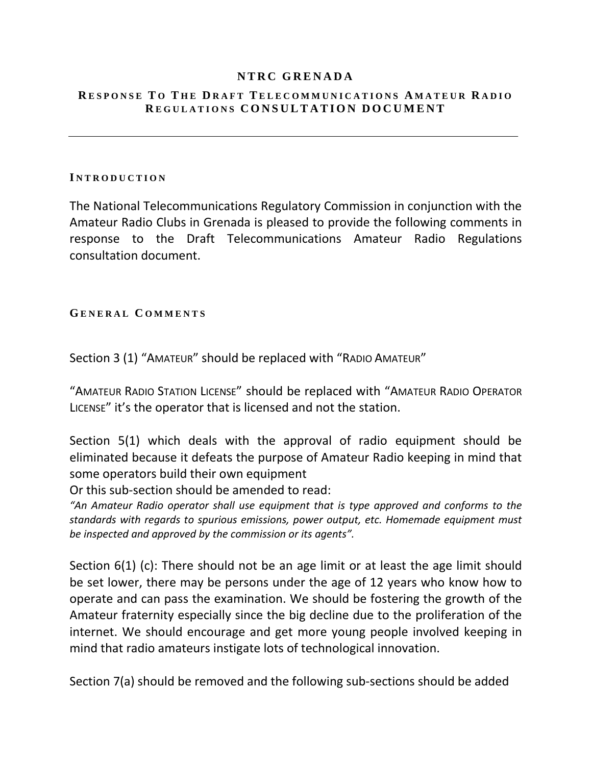# NTRC GRENADA

## RESPONSE TO THE DRAFT TELECOMMUNICATIONS AMATEUR RADIO REGULATIONS CONSULTATION DOCUMENT

---

### INTRODUCTION

The National Telecommunications Regulatory Commission in conjunction with the Amateur Radio Clubs in Grenada is pleased to provide the following comments in response to the Draft Telecommunications Amateur Radio Regulations consultation document.

### GENERAL COMMENTS

Section 3 (1) "AMATEUR" should be replaced with "RADIO AMATEUR"

"AMATEUR RADIO STATION LICENSE" should be replaced with "AMATEUR RADIO OPERATOR LICENSE" it's the operator that is licensed and not the station.

Section 5(1) which deals with the approval of radio equipment should be eliminated because it defeats the purpose of Amateur Radio keeping in mind that some operators build their own equipment

Or this sub-section should be amended to read:

*"An Amateur Radio operator shall use equipment that is type approved and conforms to the standards with regards to spurious emissions, power output, etc. Homemade equipment must be inspected and approved by the commission or its agents".*

Section 6(1) (c): There should not be an age limit or at least the age limit should be set lower, there may be persons under the age of 12 years who know how to operate and can pass the examination. We should be fostering the growth of the Amateur fraternity especially since the big decline due to the proliferation of the internet. We should encourage and get more young people involved keeping in mind that radio amateurs instigate lots of technological innovation.

Section 7(a) should be removed and the following sub-sections should be added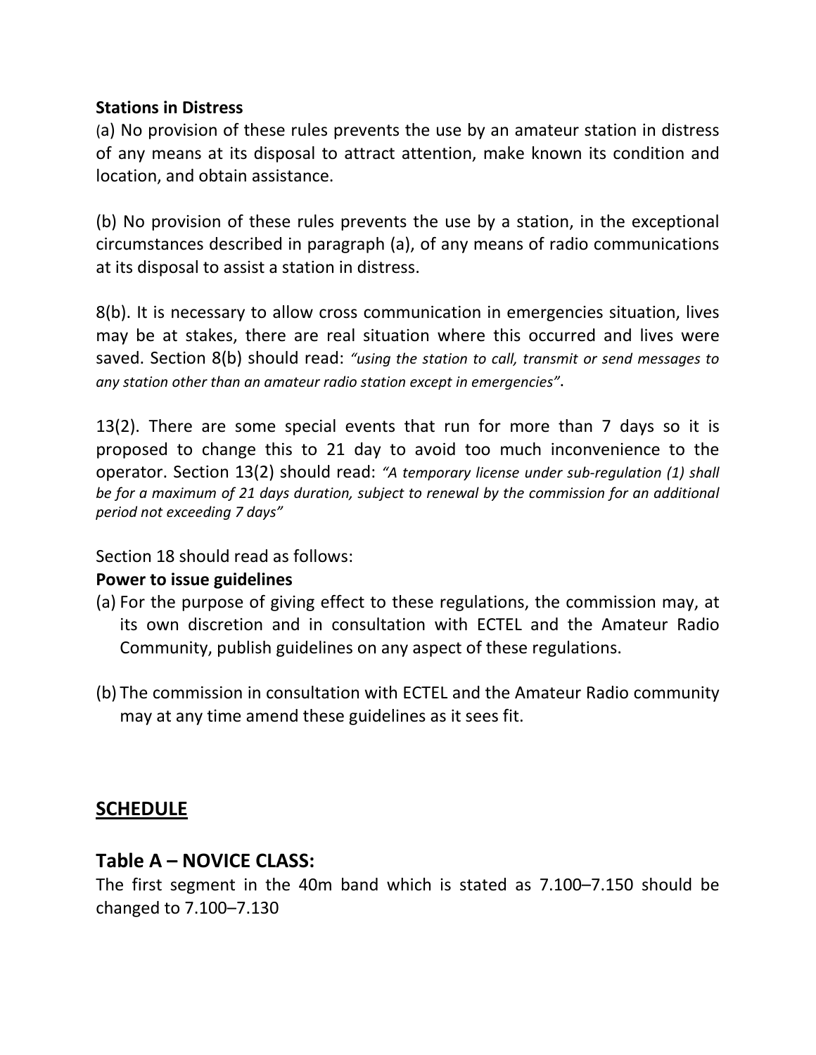**Stations in Distress**

(a) No provision of these rules prevents the use by an amateur station in distress of any means at its disposal to attract attention, make known its condition and location, and obtain assistance.

(b) No provision of these rules prevents the use by a station, in the exceptional circumstances described in paragraph (a), of any means of radio communications at its disposal to assist a station in distress.

8(b). It is necessary to allow cross communication in emergencies situation, lives may be at stakes, there are real situation where this occurred and lives were saved. Section 8(b) should read: *"using the station to call, transmit or send messages to any station other than an amateur radio station except in emergencies"*.

13(2). There are some special events that run for more than 7 days so it is proposed to change this to 21 day to avoid too much inconvenience to the operator. Section 13(2) should read: *"A temporary license under sub-regulation (1) shall be for a maximum of 21 days duration, subject to renewal by the commission for an additional period not exceeding 7 days"*

Section 18 should read as follows:

**Power to issue guidelines**

(a) For the purpose of giving effect to these regulations, the commission may, at its own discretion and in consultation with ECTEL and the Amateur Radio Community, publish guidelines on any aspect of these regulations.

(b) The commission in consultation with ECTEL and the Amateur Radio community may at any time amend these guidelines as it sees fit.

## SCHEDULE

## Table A – NOVICE CLASS:

The first segment in the 40m band which is stated as 7.100–7.150 should be changed to 7.100–7.130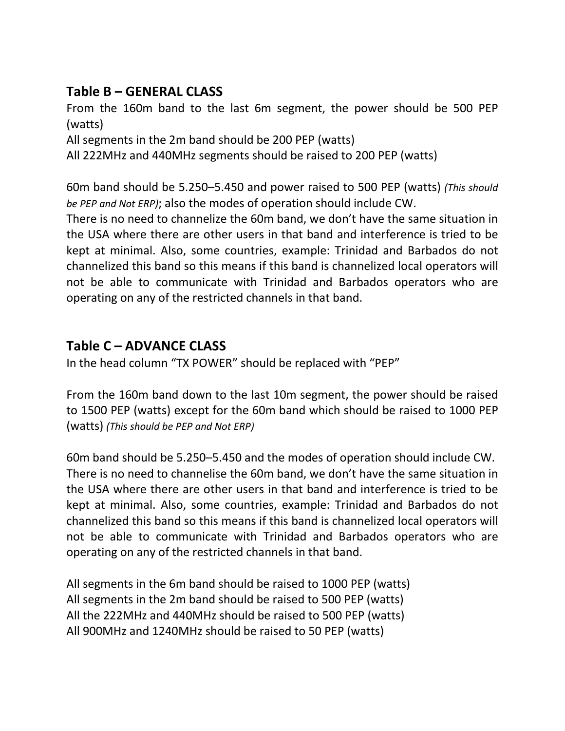## Table B – GENERAL CLASS

From the 160m band to the last 6m segment, the power should be 500 PEP (watts)

All segments in the 2m band should be 200 PEP (watts)

All 222MHz and 440MHz segments should be raised to 200 PEP (watts)

60m band should be 5.250–5.450 and power raised to 500 PEP (watts) *(This should be PEP and Not ERP)*; also the modes of operation should include CW.

There is no need to channelize the 60m band, we don't have the same situation in the USA where there are other users in that band and interference is tried to be kept at minimal. Also, some countries, example: Trinidad and Barbados do not channelized this band so this means if this band is channelized local operators will not be able to communicate with Trinidad and Barbados operators who are operating on any of the restricted channels in that band.

## Table C – ADVANCE CLASS

In the head column "TX POWER" should be replaced with "PEP"

From the 160m band down to the last 10m segment, the power should be raised to 1500 PEP (watts) except for the 60m band which should be raised to 1000 PEP (watts) *(This should be PEP and Not ERP)*

60m band should be 5.250–5.450 and the modes of operation should include CW.

There is no need to channelise the 60m band, we don't have the same situation in the USA where there are other users in that band and interference is tried to be kept at minimal. Also, some countries, example: Trinidad and Barbados do not channelized this band so this means if this band is channelized local operators will not be able to communicate with Trinidad and Barbados operators who are operating on any of the restricted channels in that band.

All segments in the 6m band should be raised to 1000 PEP (watts)

All segments in the 2m band should be raised to 500 PEP (watts)

All the 222MHz and 440MHz should be raised to 500 PEP (watts)

All 900MHz and 1240MHz should be raised to 50 PEP (watts)